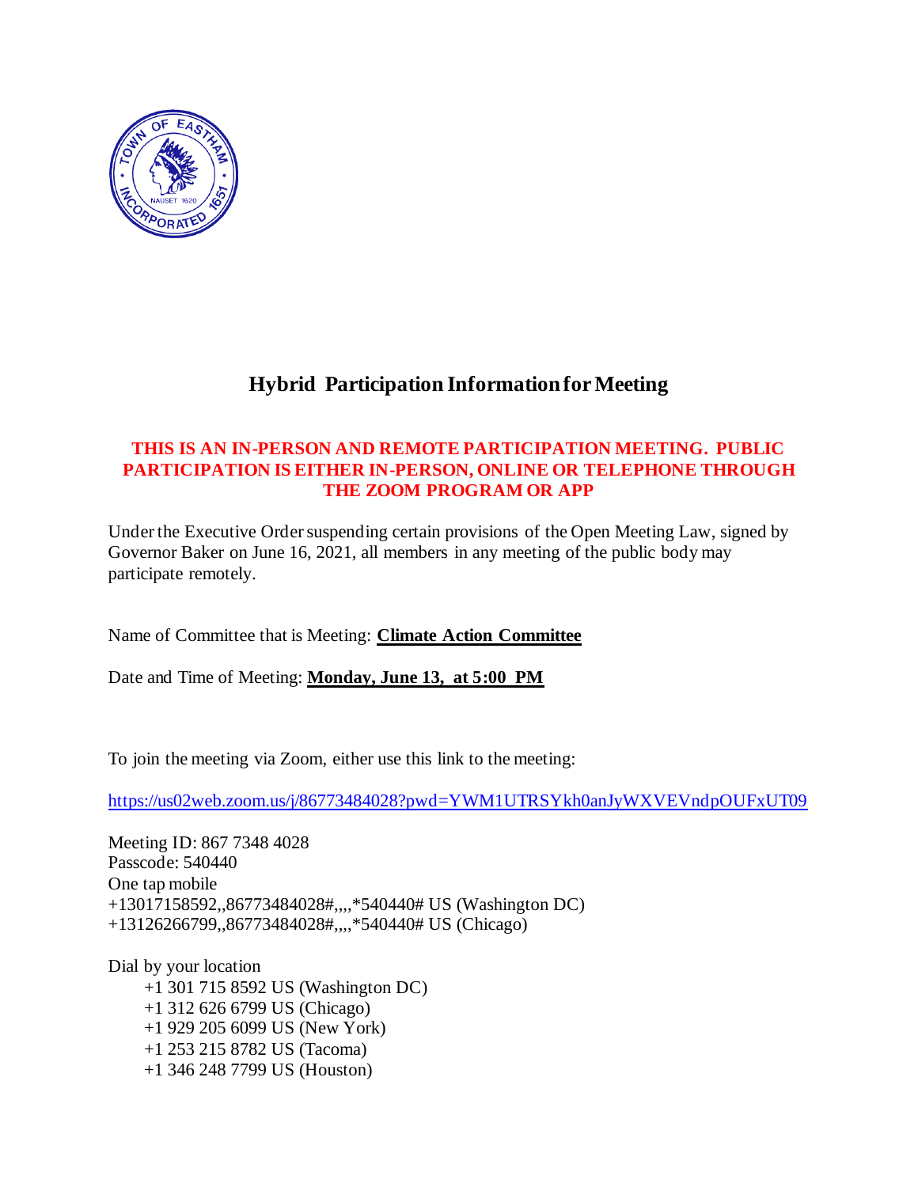# Hybrid Participation Information for Meeting

**THIS IS AN IN-PERSON AND REMOTE PARTICIPATION MEETING. PUBLIC PARTICIPATION IS EITHER IN-PERSON, ONLINE OR TELEPHONE THROUGH THE ZOOM PROGRAM OR APP**

Under the Executive Order suspending certain provisions of the Open Meeting Law, signed by Governor Baker on June 16, 2021, all members in any meeting of the public body may participate remotely.

Name of Committee that is Meeting: **Climate Action Committee**

Date and Time of Meeting: **Monday, June 13, at 5:00 PM**

To join the meeting via Zoom, either use this link to the meeting:

https://us02web.zoom.us/j/86773484028?pwd=YWM1UTRSYkh0anJyWXVEVndpOUFxUT09

Meeting ID: 867 7348 4028
Passcode: 540440
One tap mobile
+13017158592,,86773484028#,,,,*540440# US (Washington DC)
+13126266799,,86773484028#,,,,*540440# US (Chicago)

Dial by your location
- +1 301 715 8592 US (Washington DC)
- +1 312 626 6799 US (Chicago)
- +1 929 205 6099 US (New York)
- +1 253 215 8782 US (Tacoma)
- +1 346 248 7799 US (Houston)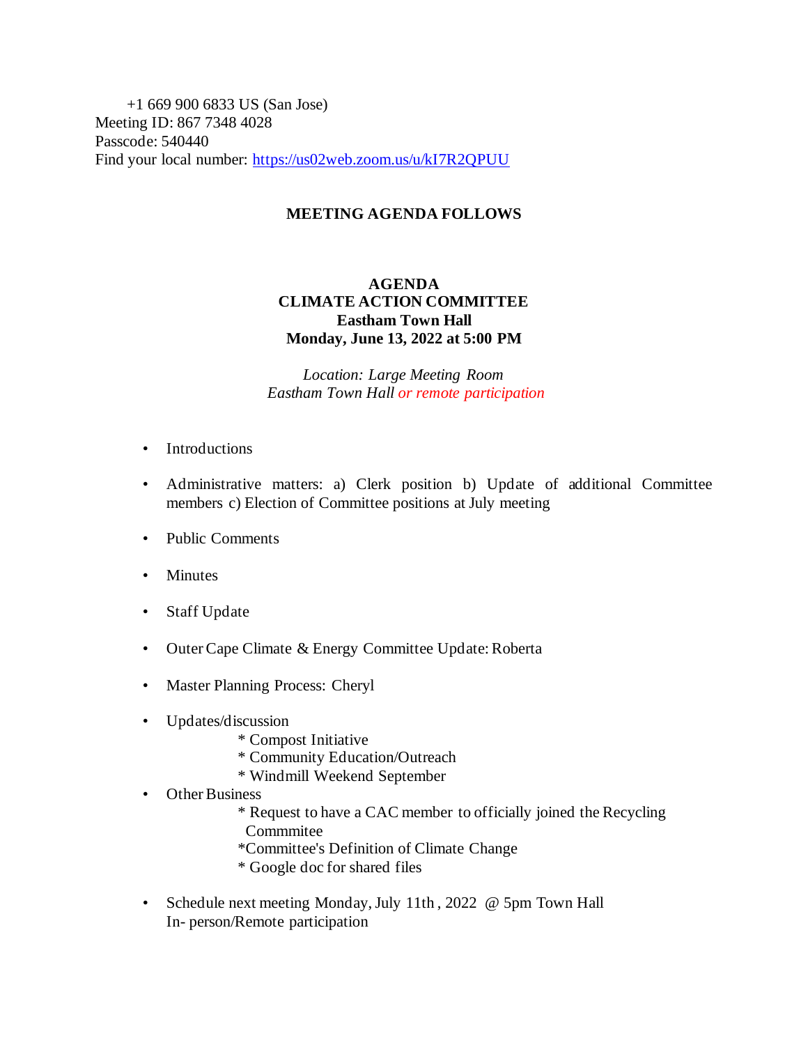+1 669 900 6833 US (San Jose)
Meeting ID: 867 7348 4028
Passcode: 540440
Find your local number: https://us02web.zoom.us/u/kI7R2QPUU

**MEETING AGENDA FOLLOWS**

**AGENDA**
**CLIMATE ACTION COMMITTEE**
**Eastham Town Hall**
**Monday, June 13, 2022 at 5:00 PM**

*Location: Large Meeting Room*
*Eastham Town Hall or remote participation*

- Introductions
- Administrative matters: a) Clerk position b) Update of additional Committee members c) Election of Committee positions at July meeting
- Public Comments
- Minutes
- Staff Update
- Outer Cape Climate & Energy Committee Update: Roberta
- Master Planning Process: Cheryl
- Updates/discussion
  - * Compost Initiative
  - * Community Education/Outreach
  - * Windmill Weekend September
- Other Business
  - * Request to have a CAC member to officially joined the Recycling Commmitee
  - *Committee's Definition of Climate Change
  - * Google doc for shared files
- Schedule next meeting Monday, July 11th , 2022 @ 5pm Town Hall
  In- person/Remote participation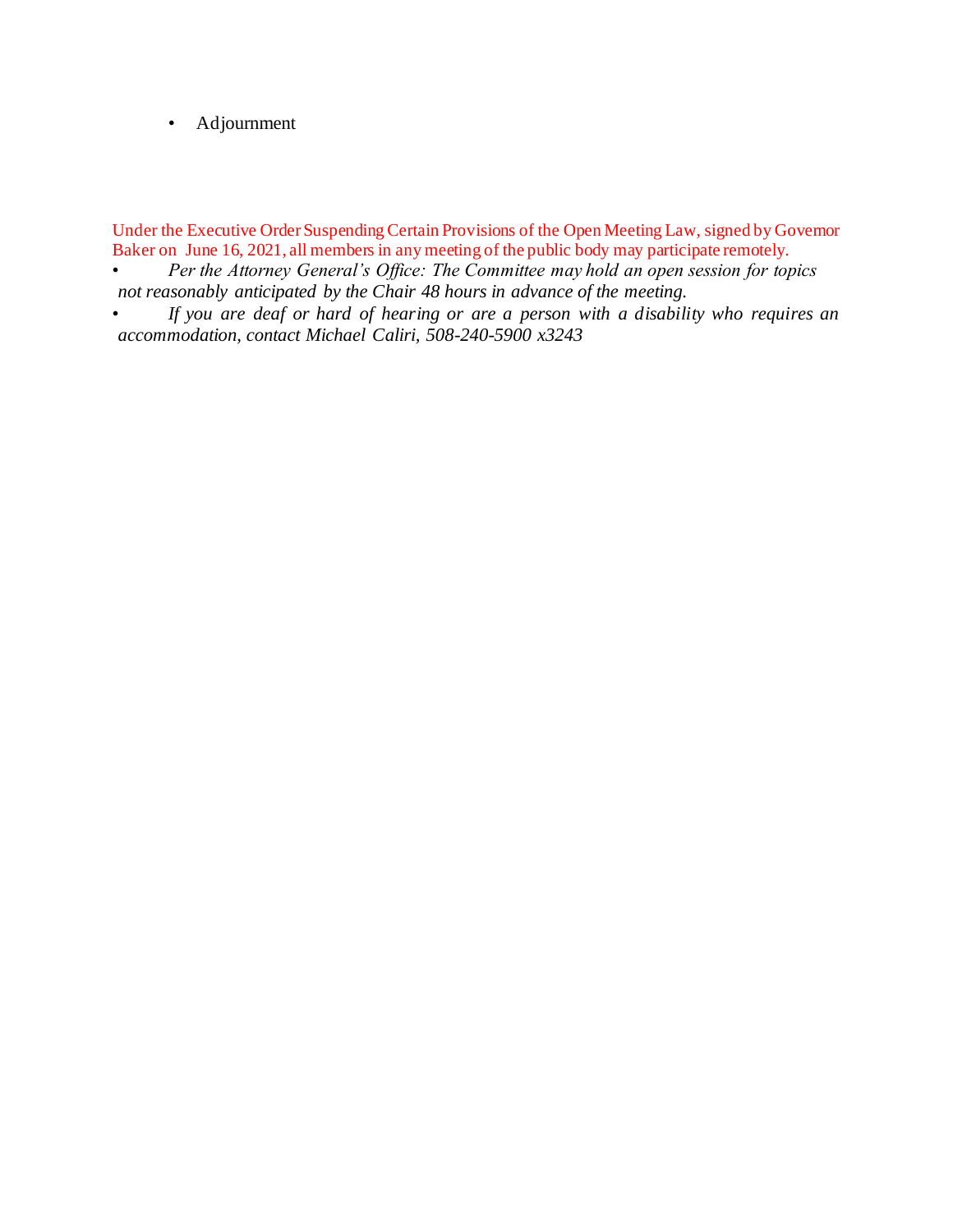- Adjournment

Under the Executive Order Suspending Certain Provisions of the Open Meeting Law, signed by Governor Baker on June 16, 2021, all members in any meeting of the public body may participate remotely.

- *Per the Attorney General's Office: The Committee may hold an open session for topics not reasonably anticipated by the Chair 48 hours in advance of the meeting.*
- *If you are deaf or hard of hearing or are a person with a disability who requires an accommodation, contact Michael Caliri, 508-240-5900 x3243*